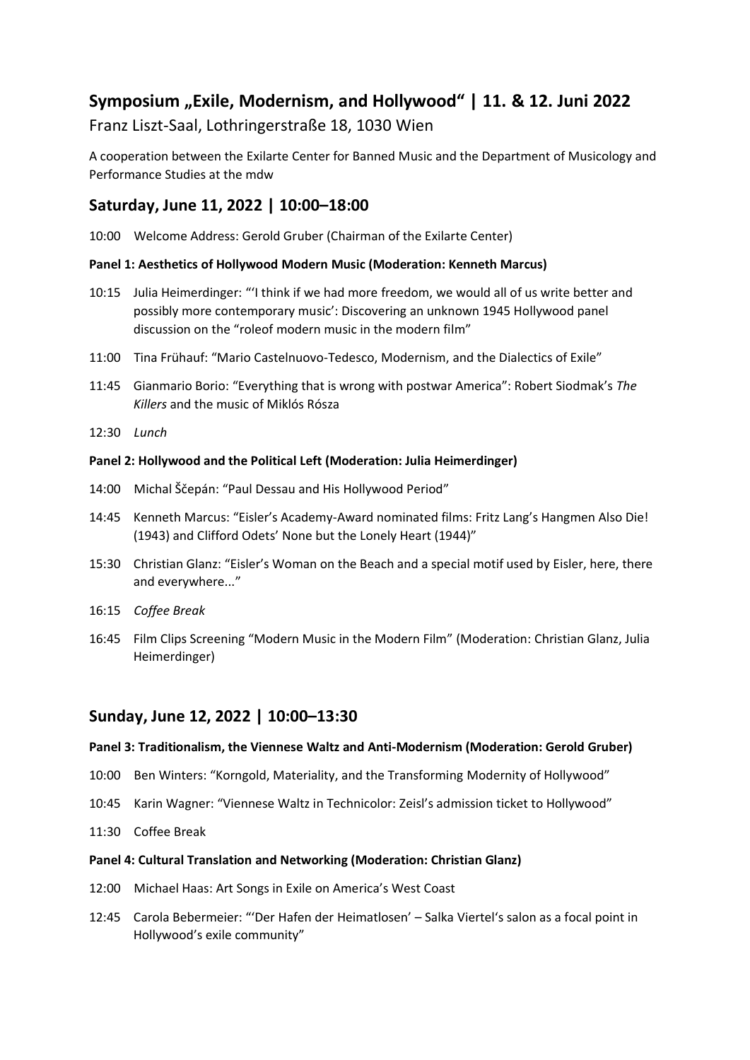## Symposium „Exile, Modernism, and Hollywood" | 11. & 12. Juni 2022

Franz Liszt-Saal, Lothringerstraße 18, 1030 Wien

A cooperation between the Exilarte Center for Banned Music and the Department of Musicology and Performance Studies at the mdw

## Saturday, June 11, 2022 | 10:00–18:00

10:00 Welcome Address: Gerold Gruber (Chairman of the Exilarte Center)

**Panel 1: Aesthetics of Hollywood Modern Music (Moderation: Kenneth Marcus)**

10:15 Julia Heimerdinger: "'I think if we had more freedom, we would all of us write better and possibly more contemporary music': Discovering an unknown 1945 Hollywood panel discussion on the "roleof modern music in the modern film"

11:00 Tina Frühauf: "Mario Castelnuovo-Tedesco, Modernism, and the Dialectics of Exile"

11:45 Gianmario Borio: "Everything that is wrong with postwar America": Robert Siodmak's *The Killers* and the music of Miklós Rósza

12:30 *Lunch*

**Panel 2: Hollywood and the Political Left (Moderation: Julia Heimerdinger)**

14:00 Michal Ščepán: "Paul Dessau and His Hollywood Period"

14:45 Kenneth Marcus: "Eisler's Academy-Award nominated films: Fritz Lang's Hangmen Also Die! (1943) and Clifford Odets' None but the Lonely Heart (1944)"

15:30 Christian Glanz: "Eisler's Woman on the Beach and a special motif used by Eisler, here, there and everywhere..."

16:15 *Coffee Break*

16:45 Film Clips Screening "Modern Music in the Modern Film" (Moderation: Christian Glanz, Julia Heimerdinger)

## Sunday, June 12, 2022 | 10:00–13:30

**Panel 3: Traditionalism, the Viennese Waltz and Anti-Modernism (Moderation: Gerold Gruber)**

10:00 Ben Winters: "Korngold, Materiality, and the Transforming Modernity of Hollywood"

10:45 Karin Wagner: "Viennese Waltz in Technicolor: Zeisl's admission ticket to Hollywood"

11:30 Coffee Break

**Panel 4: Cultural Translation and Networking (Moderation: Christian Glanz)**

12:00 Michael Haas: Art Songs in Exile on America's West Coast

12:45 Carola Bebermeier: "'Der Hafen der Heimatlosen' – Salka Viertel's salon as a focal point in Hollywood's exile community"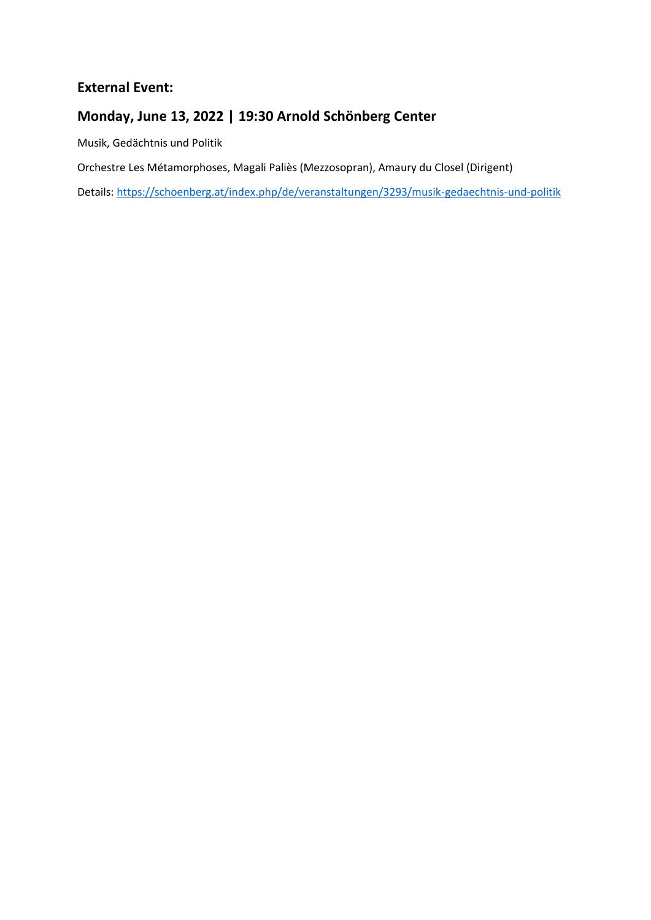### External Event:

### Monday, June 13, 2022 | 19:30 Arnold Schönberg Center

Musik, Gedächtnis und Politik

Orchestre Les Métamorphoses, Magali Paliès (Mezzosopran), Amaury du Closel (Dirigent)

Details: [https://schoenberg.at/index.php/de/veranstaltungen/3293/musik-gedaechtnis-und-politik](https://schoenberg.at/index.php/de/veranstaltungen/3293/musik-gedaechtnis-und-politik)